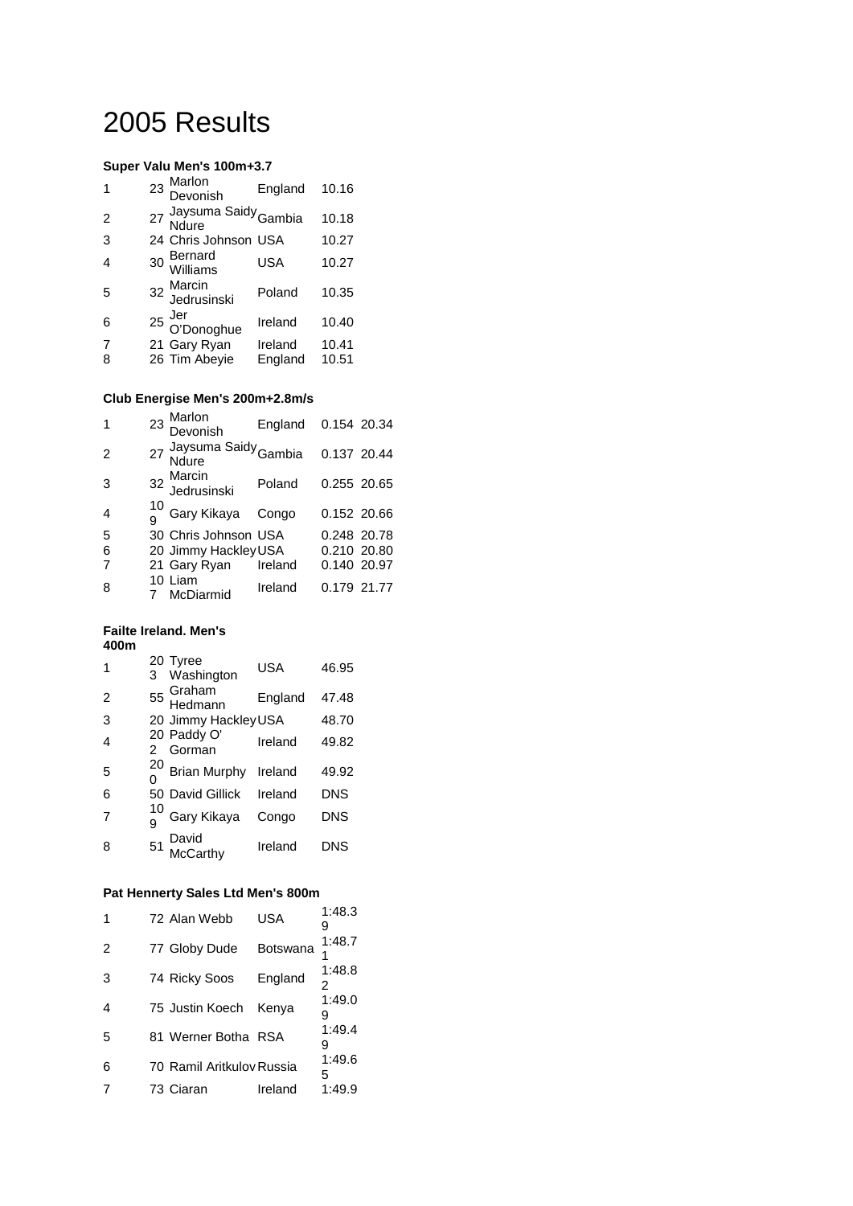# 2005 Results

**Super Valu Men's 100m+3.7**

| | | | | |
|---|---|---|---|---|
| 1 | 23 | Marlon Devonish | England | 10.16 |
| 2 | 27 | Jaysuma Saidy Ndure | Gambia | 10.18 |
| 3 | 24 | Chris Johnson | USA | 10.27 |
| 4 | 30 | Bernard Williams | USA | 10.27 |
| 5 | 32 | Marcin Jedrusinski | Poland | 10.35 |
| 6 | 25 | Jer O'Donoghue | Ireland | 10.40 |
| 7 | 21 | Gary Ryan | Ireland | 10.41 |
| 8 | 26 | Tim Abeyie | England | 10.51 |

**Club Energise Men's 200m+2.8m/s**

| | | | | | |
|---|---|---|---|---|---|
| 1 | 23 | Marlon Devonish | England | 0.154 | 20.34 |
| 2 | 27 | Jaysuma Saidy Ndure | Gambia | 0.137 | 20.44 |
| 3 | 32 | Marcin Jedrusinski | Poland | 0.255 | 20.65 |
| 4 | 109 | Gary Kikaya | Congo | 0.152 | 20.66 |
| 5 | 30 | Chris Johnson | USA | 0.248 | 20.78 |
| 6 | 20 | Jimmy Hackley | USA | 0.210 | 20.80 |
| 7 | 21 | Gary Ryan | Ireland | 0.140 | 20.97 |
| 8 | 107 | Liam McDiarmid | Ireland | 0.179 | 21.77 |

**Failte Ireland. Men's 400m**

| | | | | |
|---|---|---|---|---|
| 1 | 203 | Tyree Washington | USA | 46.95 |
| 2 | 55 | Graham Hedmann | England | 47.48 |
| 3 | 20 | Jimmy Hackley | USA | 48.70 |
| 4 | 202 | Paddy O' Gorman | Ireland | 49.82 |
| 5 | 200 | Brian Murphy | Ireland | 49.92 |
| 6 | 50 | David Gillick | Ireland | DNS |
| 7 | 109 | Gary Kikaya | Congo | DNS |
| 8 | 51 | David McCarthy | Ireland | DNS |

**Pat Hennerty Sales Ltd Men's 800m**

| | | | | |
|---|---|---|---|---|
| 1 | 72 | Alan Webb | USA | 1:48.39 |
| 2 | 77 | Globy Dude | Botswana | 1:48.71 |
| 3 | 74 | Ricky Soos | England | 1:48.82 |
| 4 | 75 | Justin Koech | Kenya | 1:49.09 |
| 5 | 81 | Werner Botha | RSA | 1:49.49 |
| 6 | 70 | Ramil Aritkulov | Russia | 1:49.65 |
| 7 | 73 | Ciaran | Ireland | 1:49.9 |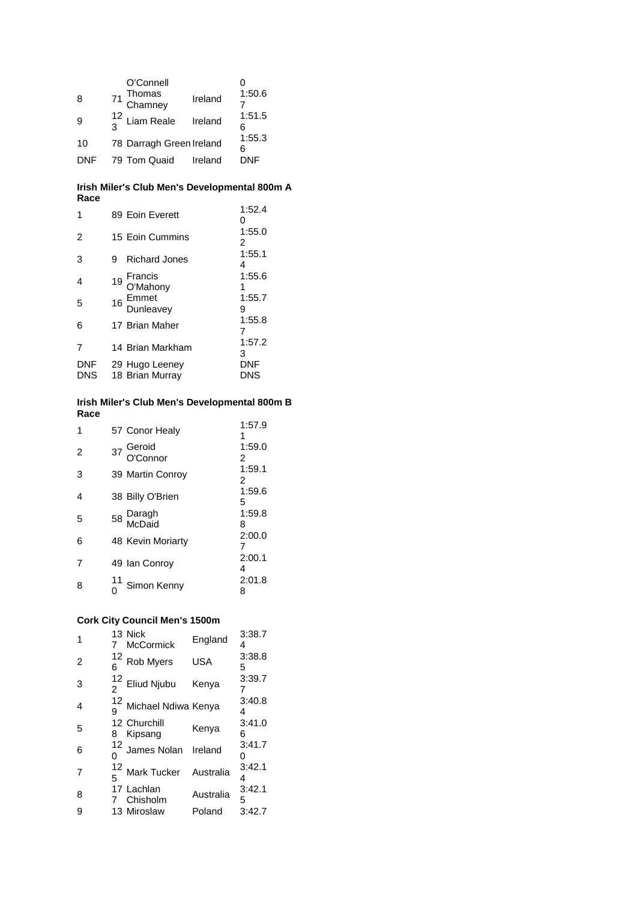| | | | | |
|---|---|---|---|---|
| | | O'Connell | | 0 |
| 8 | 71 | Thomas Chamney | Ireland | 1:50.67 |
| 9 | 123 | Liam Reale | Ireland | 1:51.56 |
| 10 | 78 | Darragh Green | Ireland | 1:55.36 |
| DNF | 79 | Tom Quaid | Ireland | DNF |

**Irish Miler's Club Men's Developmental 800m A Race**

| | | | |
|---|---|---|---|
| 1 | 89 | Eoin Everett | 1:52.40 |
| 2 | 15 | Eoin Cummins | 1:55.02 |
| 3 | 9 | Richard Jones | 1:55.14 |
| 4 | 19 | Francis O'Mahony | 1:55.61 |
| 5 | 16 | Emmet Dunleavey | 1:55.79 |
| 6 | 17 | Brian Maher | 1:55.87 |
| 7 | 14 | Brian Markham | 1:57.23 |
| DNF | 29 | Hugo Leeney | DNF |
| DNS | 18 | Brian Murray | DNS |

**Irish Miler's Club Men's Developmental 800m B Race**

| | | | |
|---|---|---|---|
| 1 | 57 | Conor Healy | 1:57.91 |
| 2 | 37 | Geroid O'Connor | 1:59.02 |
| 3 | 39 | Martin Conroy | 1:59.12 |
| 4 | 38 | Billy O'Brien | 1:59.65 |
| 5 | 58 | Daragh McDaid | 1:59.88 |
| 6 | 48 | Kevin Moriarty | 2:00.07 |
| 7 | 49 | Ian Conroy | 2:00.14 |
| 8 | 110 | Simon Kenny | 2:01.88 |

**Cork City Council Men's 1500m**

| | | | | |
|---|---|---|---|---|
| 1 | 137 | Nick McCormick | England | 3:38.74 |
| 2 | 126 | Rob Myers | USA | 3:38.85 |
| 3 | 122 | Eliud Njubu | Kenya | 3:39.77 |
| 4 | 129 | Michael Ndiwa | Kenya | 3:40.84 |
| 5 | 128 | Churchill Kipsang | Kenya | 3:41.06 |
| 6 | 120 | James Nolan | Ireland | 3:41.70 |
| 7 | 125 | Mark Tucker | Australia | 3:42.14 |
| 8 | 177 | Lachlan Chisholm | Australia | 3:42.15 |
| 9 | 13 | Miroslaw | Poland | 3:42.7 |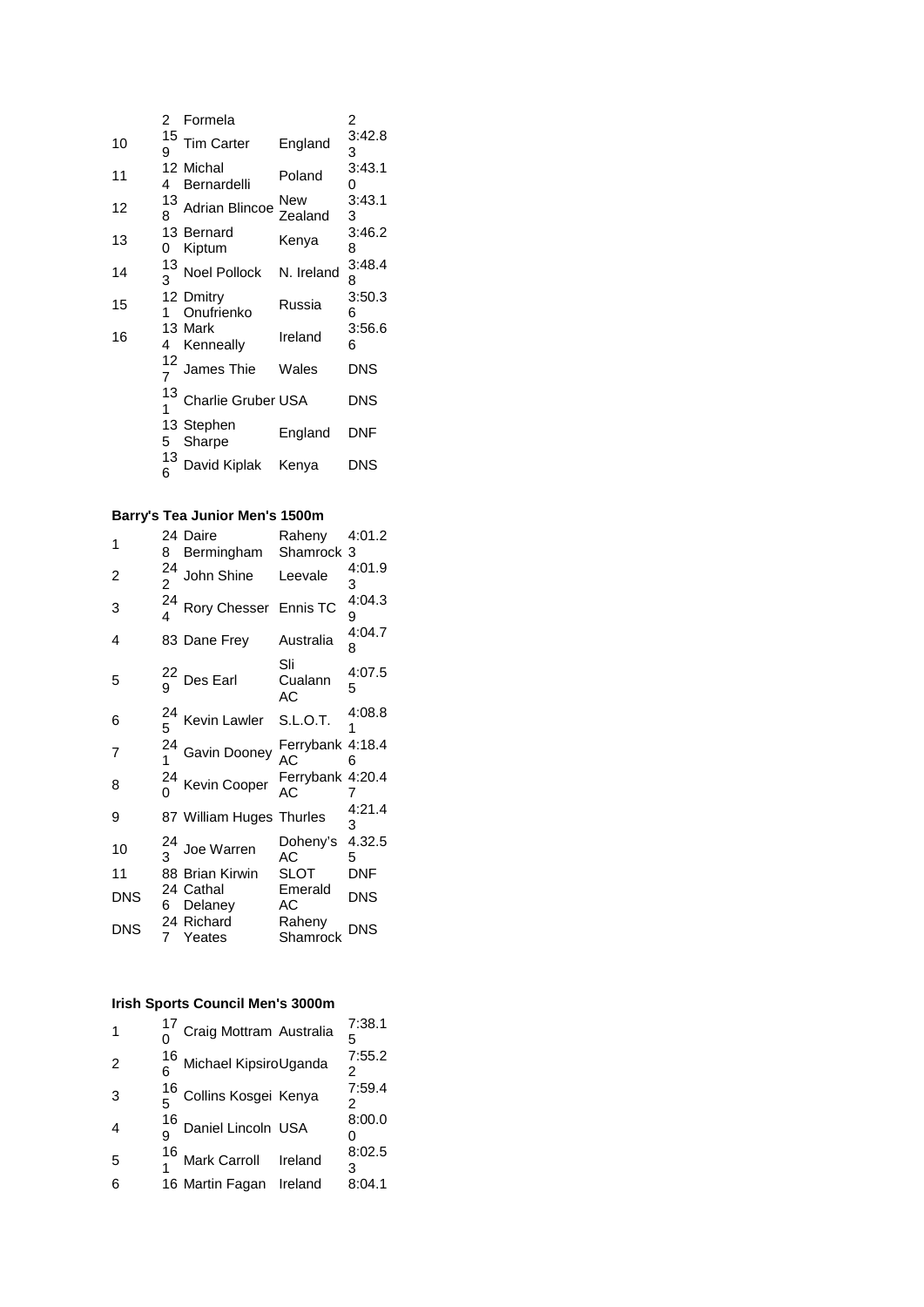| | | | | |
|---|---|---|---|---|
| | 2 | Formela | | 2 |
| 10 | 159 | Tim Carter | England | 3:42.83 |
| 11 | 124 | Michal Bernardelli | Poland | 3:43.10 |
| 12 | 138 | Adrian Blincoe | New Zealand | 3:43.13 |
| 13 | 130 | Bernard Kiptum | Kenya | 3:46.28 |
| 14 | 133 | Noel Pollock | N. Ireland | 3:48.48 |
| 15 | 121 | Dmitry Onufrienko | Russia | 3:50.36 |
| 16 | 134 | Mark Kenneally | Ireland | 3:56.66 |
| | 127 | James Thie | Wales | DNS |
| | 131 | Charlie Gruber | USA | DNS |
| | 135 | Stephen Sharpe | England | DNF |
| | 136 | David Kiplak | Kenya | DNS |

**Barry's Tea Junior Men's 1500m**

| | | | | |
|---|---|---|---|---|
| 1 | 248 | Daire Bermingham | Raheny Shamrock | 4:01.23 |
| 2 | 242 | John Shine | Leevale | 4:01.93 |
| 3 | 244 | Rory Chesser | Ennis TC | 4:04.39 |
| 4 | 83 | Dane Frey | Australia | 4:04.78 |
| 5 | 229 | Des Earl | Sli Cualann AC | 4:07.55 |
| 6 | 245 | Kevin Lawler | S.L.O.T. | 4:08.81 |
| 7 | 241 | Gavin Dooney | Ferrybank AC | 4:18.46 |
| 8 | 240 | Kevin Cooper | Ferrybank AC | 4:20.47 |
| 9 | 87 | William Huges | Thurles | 4:21.43 |
| 10 | 243 | Joe Warren | Doheny's AC | 4.32.55 |
| 11 | 88 | Brian Kirwin | SLOT | DNF |
| DNS | 246 | Cathal Delaney | Emerald AC | DNS |
| DNS | 247 | Richard Yeates | Raheny Shamrock | DNS |

**Irish Sports Council Men's 3000m**

| | | | | |
|---|---|---|---|---|
| 1 | 170 | Craig Mottram | Australia | 7:38.15 |
| 2 | 166 | Michael Kipsiro | Uganda | 7:55.22 |
| 3 | 165 | Collins Kosgei | Kenya | 7:59.42 |
| 4 | 169 | Daniel Lincoln | USA | 8:00.00 |
| 5 | 161 | Mark Carroll | Ireland | 8:02.53 |
| 6 | 16 | Martin Fagan | Ireland | 8:04.1 |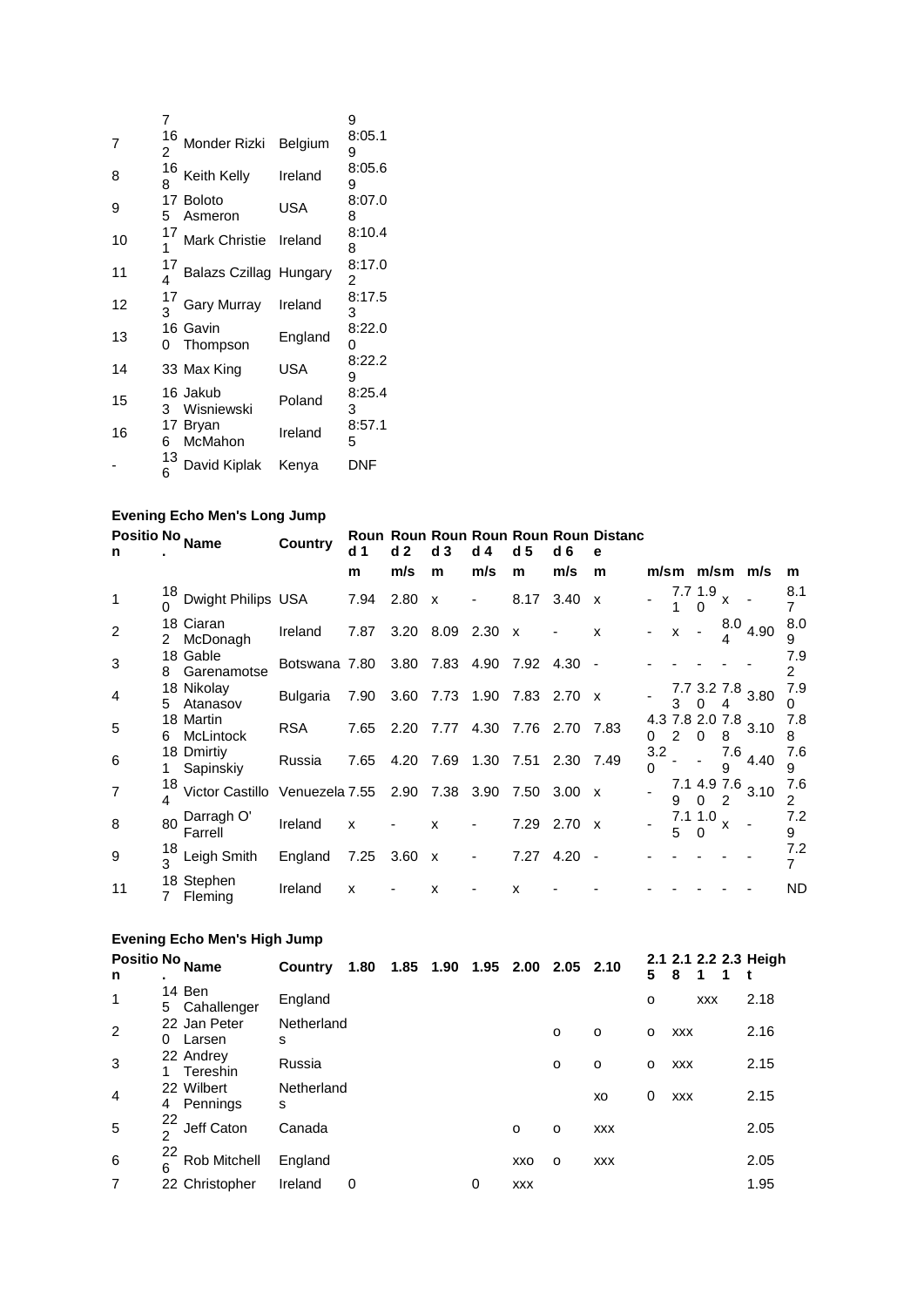| Position | No. | Name | Country | Time |
|---|---|---|---|---|
| | 7 | | | 9 |
| 7 | 162 | Monder Rizki | Belgium | 8:05.19 |
| 8 | 168 | Keith Kelly | Ireland | 8:05.69 |
| 9 | 175 | Boloto Asmeron | USA | 8:07.08 |
| 10 | 171 | Mark Christie | Ireland | 8:10.48 |
| 11 | 174 | Balazs Czillag | Hungary | 8:17.02 |
| 12 | 173 | Gary Murray | Ireland | 8:17.53 |
| 13 | 160 | Gavin Thompson | England | 8:22.00 |
| 14 | 33 | Max King | USA | 8:22.29 |
| 15 | 163 | Jakub Wisniewski | Poland | 8:25.43 |
| 16 | 176 | Bryan McMahon | Ireland | 8:57.15 |
| - | 136 | David Kiplak | Kenya | DNF |

**Evening Echo Men's Long Jump**

| Position | No. | Name | Country | Round 1 | Round 2 | Round 3 | Round 4 | Round 5 | Round 6 | Distance | | | | | | |
|---|---|---|---|---|---|---|---|---|---|---|---|---|---|---|---|---|
| | | | | m | m/s | m | m/s | m | m/s | m | m/s | m | m/s | m | m/s | m |
| 1 | 180 | Dwight Philips | USA | 7.94 | 2.80 | x | - | 8.17 | 3.40 | x | - | 7.71 | 1.90 | x | - | 8.17 |
| 2 | 182 | Ciaran McDonagh | Ireland | 7.87 | 3.20 | 8.09 | 2.30 | x | - | x | - | x | - | 8.04 | 4.90 | 8.09 |
| 3 | 188 | Gable Garenamotse | Botswana | 7.80 | 3.80 | 7.83 | 4.90 | 7.92 | 4.30 | - | - | - | - | - | - | 7.92 |
| 4 | 185 | Nikolay Atanasov | Bulgaria | 7.90 | 3.60 | 7.73 | 1.90 | 7.83 | 2.70 | x | - | 7.73 | 3.20 | 7.84 | 3.80 | 7.90 |
| 5 | 186 | Martin McLintock | RSA | 7.65 | 2.20 | 7.77 | 4.30 | 7.76 | 2.70 | 7.83 | 4.30 | 7.82 | 2.00 | 7.88 | 3.10 | 7.88 |
| 6 | 181 | Dmirtiy Sapinskiy | Russia | 7.65 | 4.20 | 7.69 | 1.30 | 7.51 | 2.30 | 7.49 | 3.20 | - | - | 7.69 | 4.40 | 7.69 |
| 7 | 184 | Victor Castillo | Venuezela | 7.55 | 2.90 | 7.38 | 3.90 | 7.50 | 3.00 | x | - | 7.19 | 4.90 | 7.62 | 3.10 | 7.62 |
| 8 | 80 | Darragh O' Farrell | Ireland | x | - | x | - | 7.29 | 2.70 | x | - | 7.15 | 1.00 | x | - | 7.29 |
| 9 | 183 | Leigh Smith | England | 7.25 | 3.60 | x | - | 7.27 | 4.20 | - | - | - | - | - | - | 7.27 |
| 11 | 187 | Stephen Fleming | Ireland | x | - | x | - | x | - | - | - | - | - | - | - | ND |

**Evening Echo Men's High Jump**

| Position | No. | Name | Country | 1.80 | 1.85 | 1.90 | 1.95 | 2.00 | 2.05 | 2.10 | 2.15 | 2.18 | 2.21 | 2.31 | Height |
|---|---|---|---|---|---|---|---|---|---|---|---|---|---|---|---|
| 1 | 145 | Ben Cahallenger | England | | | | | | | | o | | xxx | | 2.18 |
| 2 | 220 | Jan Peter Larsen | Netherlands | | | | | | o | o | o | xxx | | | 2.16 |
| 3 | 221 | Andrey Tereshin | Russia | | | | | | o | o | o | xxx | | | 2.15 |
| 4 | 224 | Wilbert Pennings | Netherlands | | | | | | | xo | 0 | xxx | | | 2.15 |
| 5 | 222 | Jeff Caton | Canada | | | | | o | o | xxx | | | | | 2.05 |
| 6 | 226 | Rob Mitchell | England | | | | | xxo | o | xxx | | | | | 2.05 |
| 7 | 22 | Christopher | Ireland | 0 | | | 0 | xxx | | | | | | | 1.95 |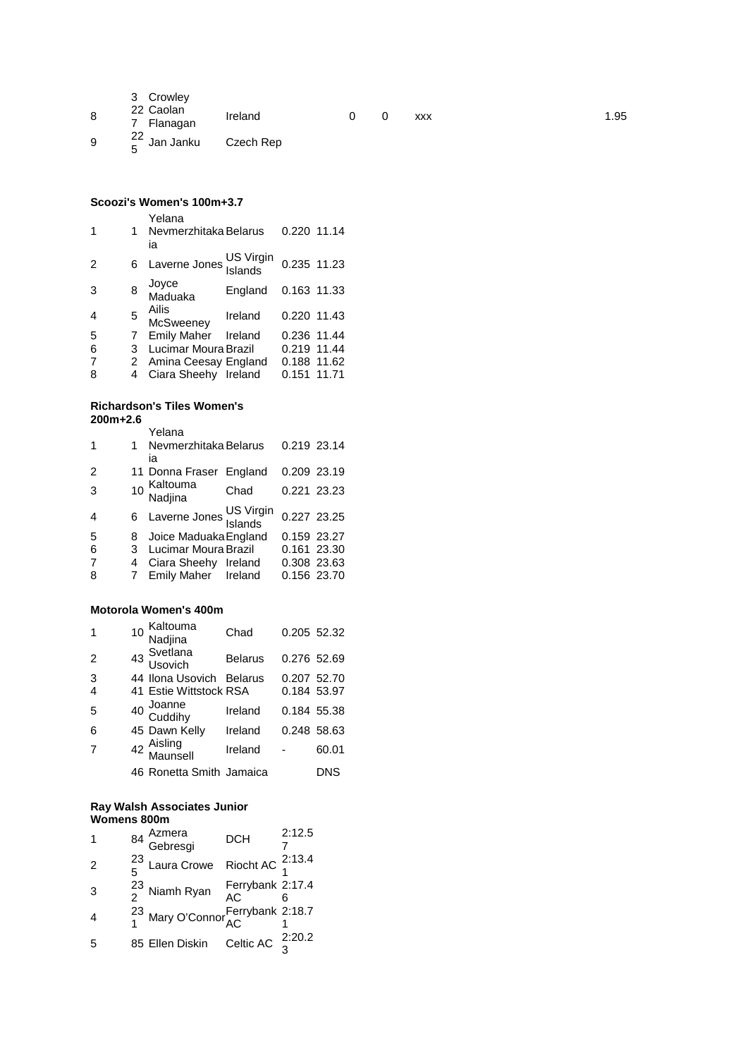| | | | | | | | |
|---|---|---|---|---|---|---|---|
| 8 | 3227 | Crowley Caolan Flanagan | Ireland | 0 | 0 | xxx | 1.95 |
| 9 | 225 | Jan Janku | Czech Rep | | | | |

**Scoozi's Women's 100m+3.7**

| | | | | | |
|---|---|---|---|---|---|
| 1 | 1 | Yelana Nevmerzhitakaia | Belarus | 0.220 | 11.14 |
| 2 | 6 | Laverne Jones | US Virgin Islands | 0.235 | 11.23 |
| 3 | 8 | Joyce Maduaka | England | 0.163 | 11.33 |
| 4 | 5 | Ailis McSweeney | Ireland | 0.220 | 11.43 |
| 5 | 7 | Emily Maher | Ireland | 0.236 | 11.44 |
| 6 | 3 | Lucimar Moura | Brazil | 0.219 | 11.44 |
| 7 | 2 | Amina Ceesay | England | 0.188 | 11.62 |
| 8 | 4 | Ciara Sheehy | Ireland | 0.151 | 11.71 |

**Richardson's Tiles Women's 200m+2.6**

| | | | | | |
|---|---|---|---|---|---|
| 1 | 1 | Yelana Nevmerzhitakaia | Belarus | 0.219 | 23.14 |
| 2 | 11 | Donna Fraser | England | 0.209 | 23.19 |
| 3 | 10 | Kaltouma Nadjina | Chad | 0.221 | 23.23 |
| 4 | 6 | Laverne Jones | US Virgin Islands | 0.227 | 23.25 |
| 5 | 8 | Joice Maduaka | England | 0.159 | 23.27 |
| 6 | 3 | Lucimar Moura | Brazil | 0.161 | 23.30 |
| 7 | 4 | Ciara Sheehy | Ireland | 0.308 | 23.63 |
| 8 | 7 | Emily Maher | Ireland | 0.156 | 23.70 |

**Motorola Women's 400m**

| | | | | | |
|---|---|---|---|---|---|
| 1 | 10 | Kaltouma Nadjina | Chad | 0.205 | 52.32 |
| 2 | 43 | Svetlana Usovich | Belarus | 0.276 | 52.69 |
| 3 | 44 | Ilona Usovich | Belarus | 0.207 | 52.70 |
| 4 | 41 | Estie Wittstock | RSA | 0.184 | 53.97 |
| 5 | 40 | Joanne Cuddihy | Ireland | 0.184 | 55.38 |
| 6 | 45 | Dawn Kelly | Ireland | 0.248 | 58.63 |
| 7 | 42 | Aisling Maunsell | Ireland | - | 60.01 |
| | 46 | Ronetta Smith | Jamaica | | DNS |

**Ray Walsh Associates Junior Womens 800m**

| | | | | |
|---|---|---|---|---|
| 1 | 84 | Azmera Gebresgi | DCH | 2:12.57 |
| 2 | 235 | Laura Crowe | Riocht AC | 2:13.41 |
| 3 | 232 | Niamh Ryan | Ferrybank AC | 2:17.46 |
| 4 | 231 | Mary O'Connor | Ferrybank AC | 2:18.71 |
| 5 | 85 | Ellen Diskin | Celtic AC | 2:20.23 |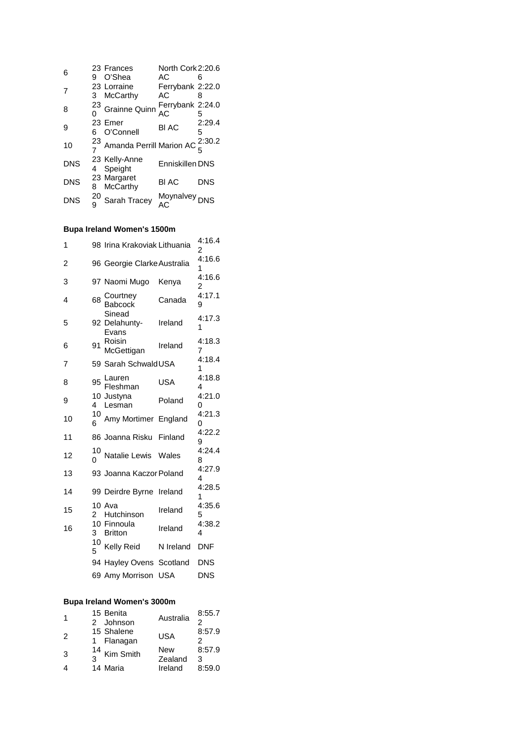| | | | | |
|---|---|---|---|---|
| 6 | 239 | Frances O'Shea | North Cork AC | 2:20.66 |
| 7 | 233 | Lorraine McCarthy | Ferrybank AC | 2:22.08 |
| 8 | 230 | Grainne Quinn | Ferrybank AC | 2:24.05 |
| 9 | 236 | Emer O'Connell | BI AC | 2:29.45 |
| 10 | 237 | Amanda Perrill | Marion AC | 2:30.25 |
| DNS | 234 | Kelly-Anne Speight | Enniskillen | DNS |
| DNS | 238 | Margaret McCarthy | BI AC | DNS |
| DNS | 209 | Sarah Tracey | Moynalvey AC | DNS |

**Bupa Ireland Women's 1500m**

| | | | | |
|---|---|---|---|---|
| 1 | 98 | Irina Krakoviak | Lithuania | 4:16.42 |
| 2 | 96 | Georgie Clarke | Australia | 4:16.61 |
| 3 | 97 | Naomi Mugo | Kenya | 4:16.62 |
| 4 | 68 | Courtney Babcock | Canada | 4:17.19 |
| 5 | 92 | Sinead Delahunty-Evans | Ireland | 4:17.31 |
| 6 | 91 | Roisin McGettigan | Ireland | 4:18.37 |
| 7 | 59 | Sarah Schwald | USA | 4:18.41 |
| 8 | 95 | Lauren Fleshman | USA | 4:18.84 |
| 9 | 104 | Justyna Lesman | Poland | 4:21.00 |
| 10 | 106 | Amy Mortimer | England | 4:21.30 |
| 11 | 86 | Joanna Risku | Finland | 4:22.29 |
| 12 | 100 | Natalie Lewis | Wales | 4:24.48 |
| 13 | 93 | Joanna Kaczor | Poland | 4:27.94 |
| 14 | 99 | Deirdre Byrne | Ireland | 4:28.51 |
| 15 | 102 | Ava Hutchinson | Ireland | 4:35.65 |
| 16 | 103 | Finnoula Britton | Ireland | 4:38.24 |
| | 105 | Kelly Reid | N Ireland | DNF |
| | 94 | Hayley Ovens | Scotland | DNS |
| | 69 | Amy Morrison | USA | DNS |

**Bupa Ireland Women's 3000m**

| | | | | |
|---|---|---|---|---|
| 1 | 152 | Benita Johnson | Australia | 8:55.72 |
| 2 | 151 | Shalene Flanagan | USA | 8:57.92 |
| 3 | 143 | Kim Smith | New Zealand | 8:57.93 |
| 4 | 14 | Maria | Ireland | 8:59.0 |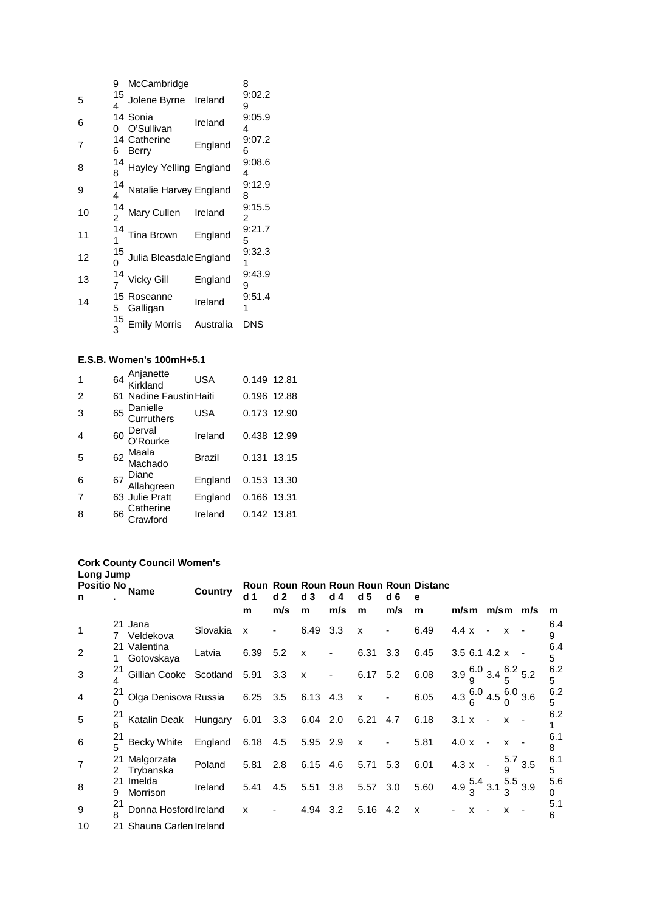| | 9 | McCambridge | | 8 |
|---|---|---|---|---|
| 5 | 154 | Jolene Byrne | Ireland | 9:02.29 |
| 6 | 140 | Sonia O'Sullivan | Ireland | 9:05.94 |
| 7 | 146 | Catherine Berry | England | 9:07.26 |
| 8 | 148 | Hayley Yelling | England | 9:08.64 |
| 9 | 144 | Natalie Harvey | England | 9:12.98 |
| 10 | 142 | Mary Cullen | Ireland | 9:15.52 |
| 11 | 141 | Tina Brown | England | 9:21.75 |
| 12 | 150 | Julia Bleasdale | England | 9:32.31 |
| 13 | 147 | Vicky Gill | England | 9:43.99 |
| 14 | 155 | Roseanne Galligan | Ireland | 9:51.41 |
| | 153 | Emily Morris | Australia | DNS |

**E.S.B. Women's 100mH+5.1**

| | | | | | |
|---|---|---|---|---|---|
| 1 | 64 | Anjanette Kirkland | USA | 0.149 | 12.81 |
| 2 | 61 | Nadine Faustin | Haiti | 0.196 | 12.88 |
| 3 | 65 | Danielle Curruthers | USA | 0.173 | 12.90 |
| 4 | 60 | Derval O'Rourke | Ireland | 0.438 | 12.99 |
| 5 | 62 | Maala Machado | Brazil | 0.131 | 13.15 |
| 6 | 67 | Diane Allahgreen | England | 0.153 | 13.30 |
| 7 | 63 | Julie Pratt | England | 0.166 | 13.31 |
| 8 | 66 | Catherine Crawford | Ireland | 0.142 | 13.81 |

**Cork County Council Women's Long Jump**

| Position | No. | Name | Country | Round 1 | Round 2 | Round 3 | Round 4 | Round 5 | Round 6 | Distance | | | | | | |
|---|---|---|---|---|---|---|---|---|---|---|---|---|---|---|---|---|
| | | | | m | m/s | m | m/s | m | m/s | m | m/s | m | m/s | m | m/s | m |
| 1 | 217 | Jana Veldekova | Slovakia | x | - | 6.49 | 3.3 | x | - | 6.49 | 4.4 | x | - | x | - | 6.49 |
| 2 | 211 | Valentina Gotovskaya | Latvia | 6.39 | 5.2 | x | - | 6.31 | 3.3 | 6.45 | 3.5 | 6.1 | 4.2 | x | - | 6.45 |
| 3 | 214 | Gillian Cooke | Scotland | 5.91 | 3.3 | x | - | 6.17 | 5.2 | 6.08 | 3.9 | 6.09 | 3.4 | 6.25 | 5.2 | 6.25 |
| 4 | 210 | Olga Denisova | Russia | 6.25 | 3.5 | 6.13 | 4.3 | x | - | 6.05 | 4.3 | 6.06 | 4.5 | 6.00 | 3.6 | 6.25 |
| 5 | 216 | Katalin Deak | Hungary | 6.01 | 3.3 | 6.04 | 2.0 | 6.21 | 4.7 | 6.18 | 3.1 | x | - | x | - | 6.21 |
| 6 | 215 | Becky White | England | 6.18 | 4.5 | 5.95 | 2.9 | x | - | 5.81 | 4.0 | x | - | x | - | 6.18 |
| 7 | 212 | Malgorzata Trybanska | Poland | 5.81 | 2.8 | 6.15 | 4.6 | 5.71 | 5.3 | 6.01 | 4.3 | x | - | 5.79 | 3.5 | 6.15 |
| 8 | 219 | Imelda Morrison | Ireland | 5.41 | 4.5 | 5.51 | 3.8 | 5.57 | 3.0 | 5.60 | 4.9 | 5.43 | 3.1 | 5.53 | 3.9 | 5.60 |
| 9 | 218 | Donna Hosford | Ireland | x | - | 4.94 | 3.2 | 5.16 | 4.2 | x | - | x | - | x | - | 5.16 |
| 10 | 21 | Shauna Carlen | Ireland | | | | | | | | | | | | | |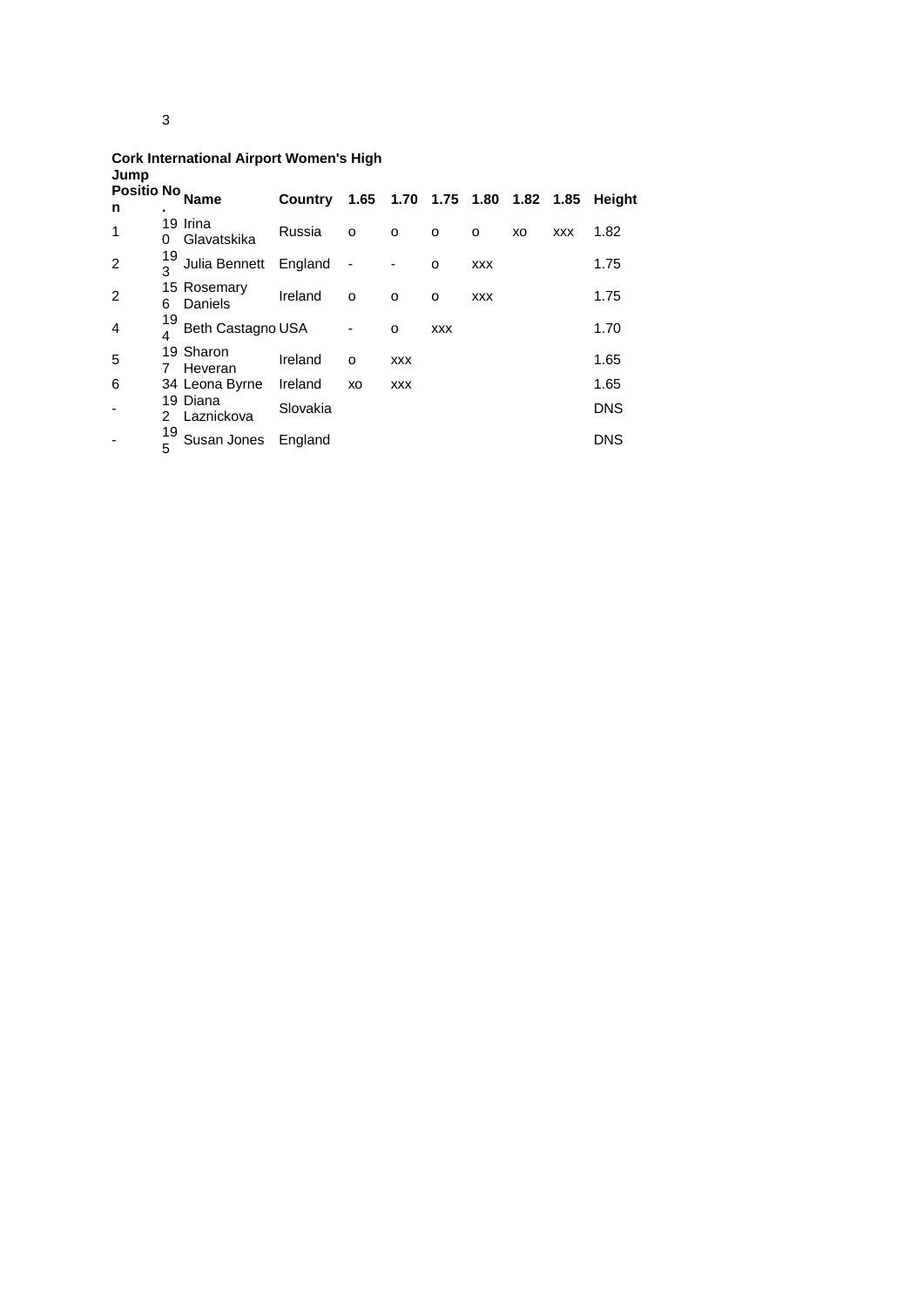**Cork International Airport Women's High Jump**

| Position | No. | Name | Country | 1.65 | 1.70 | 1.75 | 1.80 | 1.82 | 1.85 | Height |
|---|---|---|---|---|---|---|---|---|---|---|
| 1 | 190 | Irina Glavatskika | Russia | o | o | o | o | xo | xxx | 1.82 |
| 2 | 193 | Julia Bennett | England | - | - | o | xxx | | | 1.75 |
| 2 | 156 | Rosemary Daniels | Ireland | o | o | o | xxx | | | 1.75 |
| 4 | 194 | Beth Castagno | USA | - | o | xxx | | | | 1.70 |
| 5 | 197 | Sharon Heveran | Ireland | o | xxx | | | | | 1.65 |
| 6 | 34 | Leona Byrne | Ireland | xo | xxx | | | | | 1.65 |
| - | 192 | Diana Laznickova | Slovakia | | | | | | | DNS |
| - | 195 | Susan Jones | England | | | | | | | DNS |